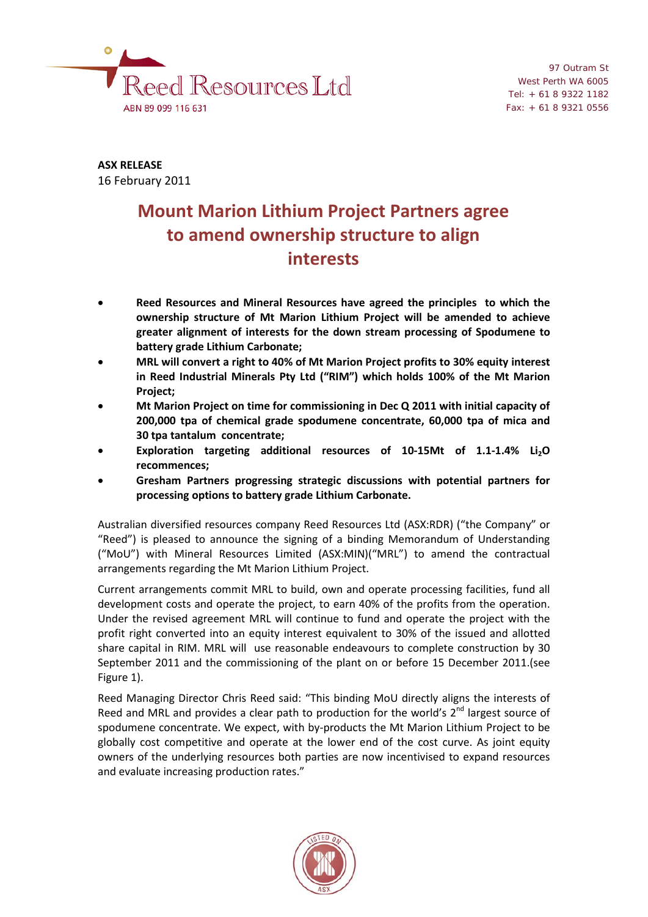Reed Resources Ltd
ABN 89 099 116 631

97 Outram St
West Perth WA 6005
Tel: + 61 8 9322 1182
Fax: + 61 8 9321 0556

**ASX RELEASE**
16 February 2011

# Mount Marion Lithium Project Partners agree to amend ownership structure to align interests

- **Reed Resources and Mineral Resources have agreed the principles to which the ownership structure of Mt Marion Lithium Project will be amended to achieve greater alignment of interests for the down stream processing of Spodumene to battery grade Lithium Carbonate;**
- **MRL will convert a right to 40% of Mt Marion Project profits to 30% equity interest in Reed Industrial Minerals Pty Ltd ("RIM") which holds 100% of the Mt Marion Project;**
- **Mt Marion Project on time for commissioning in Dec Q 2011 with initial capacity of 200,000 tpa of chemical grade spodumene concentrate, 60,000 tpa of mica and 30 tpa tantalum concentrate;**
- **Exploration targeting additional resources of 10-15Mt of 1.1-1.4% $Li_2O$ recommences;**
- **Gresham Partners progressing strategic discussions with potential partners for processing options to battery grade Lithium Carbonate.**

Australian diversified resources company Reed Resources Ltd (ASX:RDR) ("the Company" or "Reed") is pleased to announce the signing of a binding Memorandum of Understanding ("MoU") with Mineral Resources Limited (ASX:MIN)("MRL") to amend the contractual arrangements regarding the Mt Marion Lithium Project.

Current arrangements commit MRL to build, own and operate processing facilities, fund all development costs and operate the project, to earn 40% of the profits from the operation. Under the revised agreement MRL will continue to fund and operate the project with the profit right converted into an equity interest equivalent to 30% of the issued and allotted share capital in RIM. MRL will use reasonable endeavours to complete construction by 30 September 2011 and the commissioning of the plant on or before 15 December 2011.(see Figure 1).

Reed Managing Director Chris Reed said: "This binding MoU directly aligns the interests of Reed and MRL and provides a clear path to production for the world's 2nd largest source of spodumene concentrate. We expect, with by-products the Mt Marion Lithium Project to be globally cost competitive and operate at the lower end of the cost curve. As joint equity owners of the underlying resources both parties are now incentivised to expand resources and evaluate increasing production rates."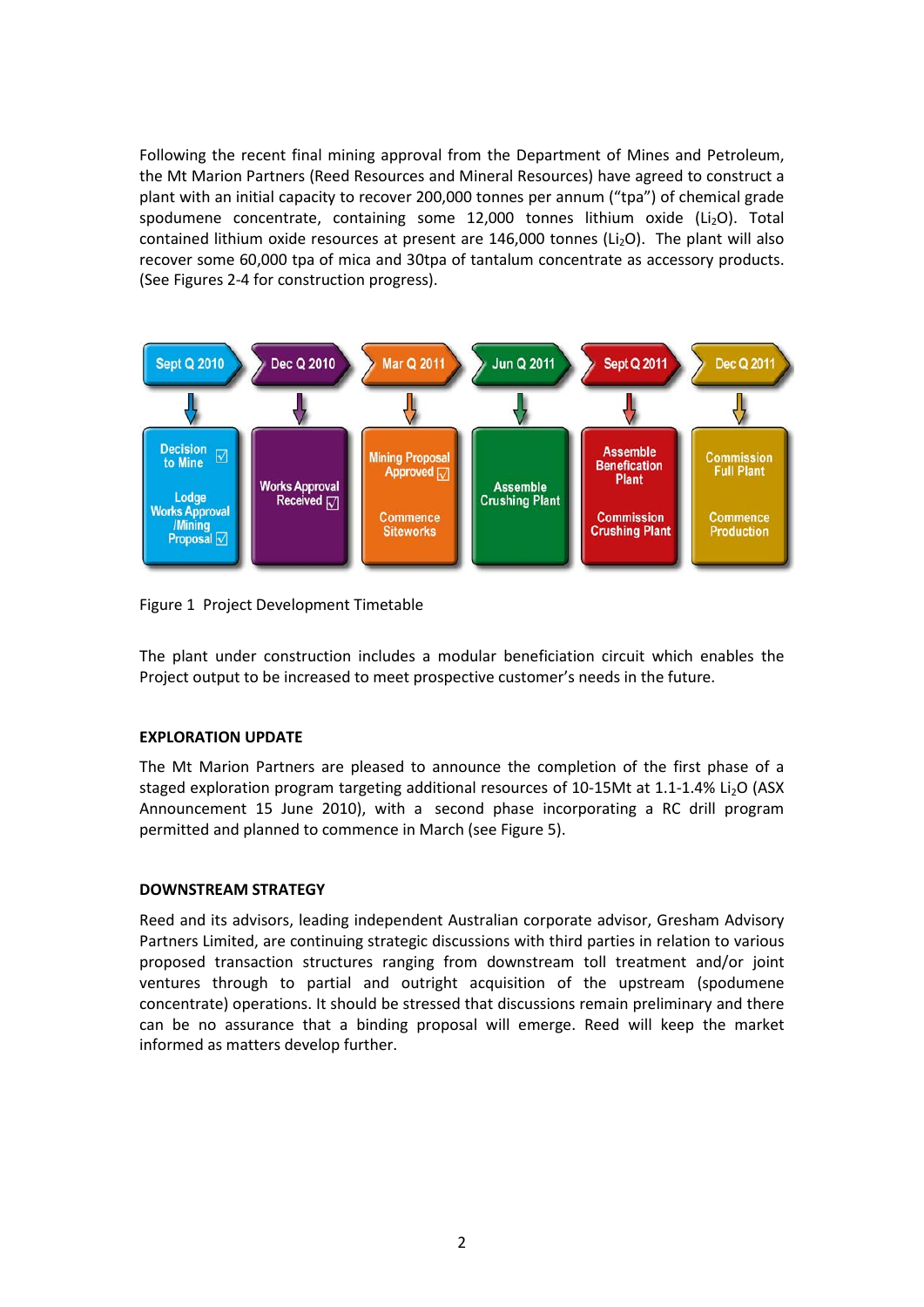Following the recent final mining approval from the Department of Mines and Petroleum, the Mt Marion Partners (Reed Resources and Mineral Resources) have agreed to construct a plant with an initial capacity to recover 200,000 tonnes per annum ("tpa") of chemical grade spodumene concentrate, containing some 12,000 tonnes lithium oxide ($Li_2O$). Total contained lithium oxide resources at present are 146,000 tonnes ($Li_2O$). The plant will also recover some 60,000 tpa of mica and 30tpa of tantalum concentrate as accessory products. (See Figures 2-4 for construction progress).

| Sept Q 2010 | Dec Q 2010 | Mar Q 2011 | Jun Q 2011 | Sept Q 2011 | Dec Q 2011 |
|---|---|---|---|---|---|
| Decision to Mine ☑ Lodge Works Approval /Mining Proposal ☑ | Works Approval Received ☑ | Mining Proposal Approved ☑ Commence Siteworks | Assemble Crushing Plant | Assemble Benefication Plant Commission Crushing Plant | Commission Full Plant Commence Production |

Figure 1 Project Development Timetable

The plant under construction includes a modular beneficiation circuit which enables the Project output to be increased to meet prospective customer's needs in the future.

## EXPLORATION UPDATE

The Mt Marion Partners are pleased to announce the completion of the first phase of a staged exploration program targeting additional resources of 10-15Mt at 1.1-1.4% $Li_2O$ (ASX Announcement 15 June 2010), with a second phase incorporating a RC drill program permitted and planned to commence in March (see Figure 5).

## DOWNSTREAM STRATEGY

Reed and its advisors, leading independent Australian corporate advisor, Gresham Advisory Partners Limited, are continuing strategic discussions with third parties in relation to various proposed transaction structures ranging from downstream toll treatment and/or joint ventures through to partial and outright acquisition of the upstream (spodumene concentrate) operations. It should be stressed that discussions remain preliminary and there can be no assurance that a binding proposal will emerge. Reed will keep the market informed as matters develop further.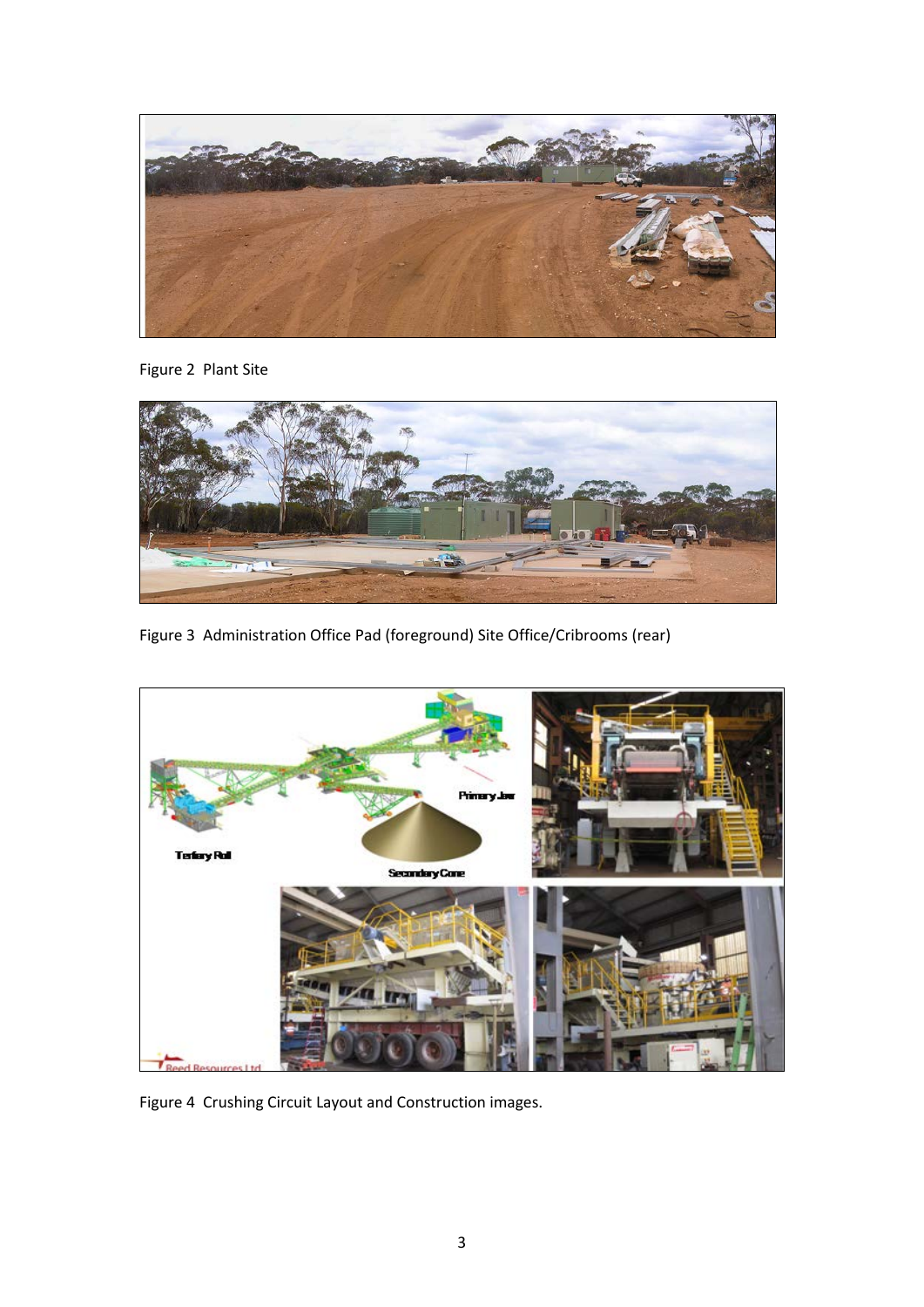Figure 2  Plant Site

Figure 3  Administration Office Pad (foreground) Site Office/Cribrooms (rear)

Figure 4  Crushing Circuit Layout and Construction images.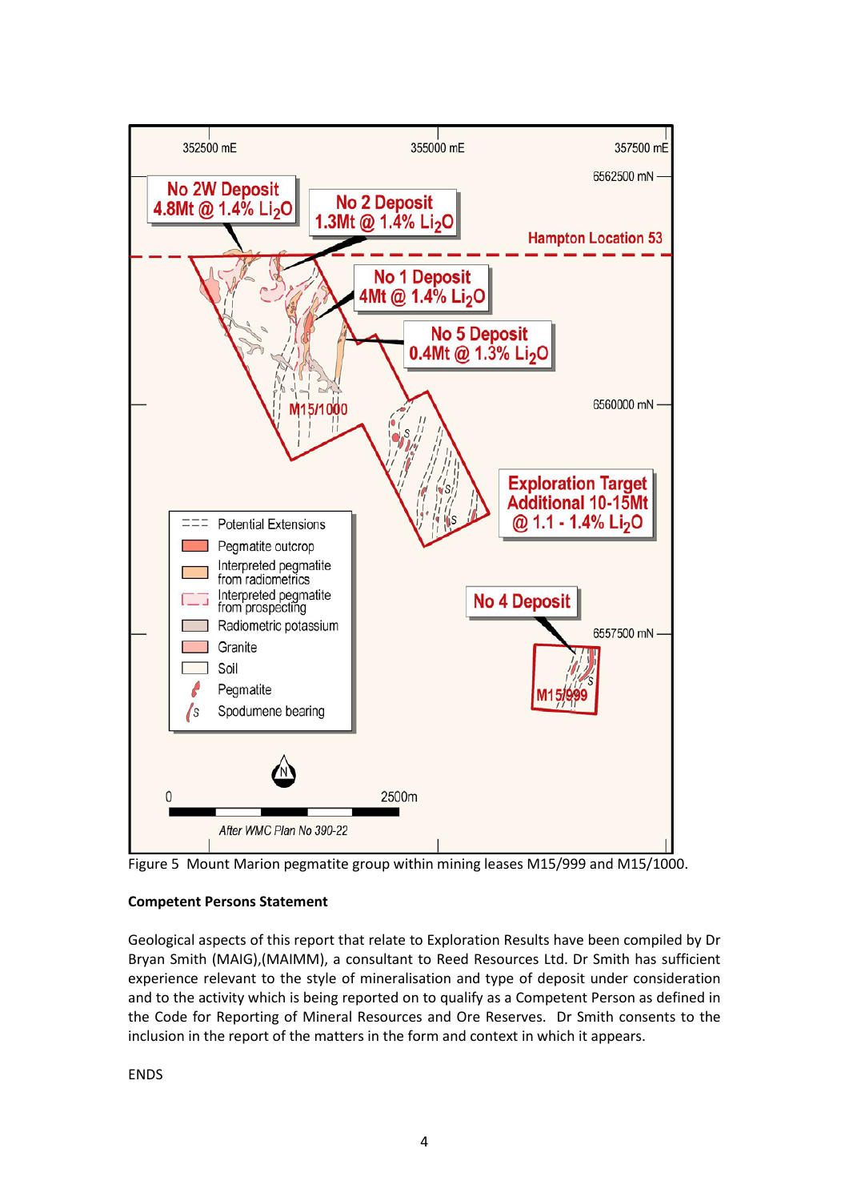Figure 5 Mount Marion pegmatite group within mining leases M15/999 and M15/1000.

**Competent Persons Statement**

Geological aspects of this report that relate to Exploration Results have been compiled by Dr Bryan Smith (MAIG),(MAIMM), a consultant to Reed Resources Ltd. Dr Smith has sufficient experience relevant to the style of mineralisation and type of deposit under consideration and to the activity which is being reported on to qualify as a Competent Person as defined in the Code for Reporting of Mineral Resources and Ore Reserves. Dr Smith consents to the inclusion in the report of the matters in the form and context in which it appears.

ENDS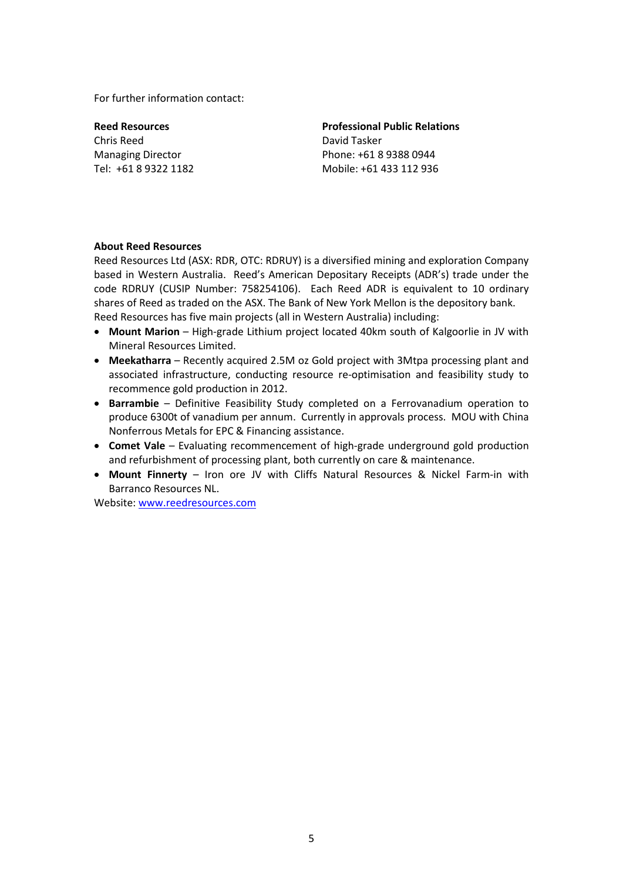For further information contact:

**Reed Resources**
Chris Reed
Managing Director
Tel: +61 8 9322 1182

**Professional Public Relations**
David Tasker
Phone: +61 8 9388 0944
Mobile: +61 433 112 936

**About Reed Resources**

Reed Resources Ltd (ASX: RDR, OTC: RDRUY) is a diversified mining and exploration Company based in Western Australia. Reed's American Depositary Receipts (ADR's) trade under the code RDRUY (CUSIP Number: 758254106). Each Reed ADR is equivalent to 10 ordinary shares of Reed as traded on the ASX. The Bank of New York Mellon is the depository bank.
Reed Resources has five main projects (all in Western Australia) including:

- **Mount Marion** – High-grade Lithium project located 40km south of Kalgoorlie in JV with Mineral Resources Limited.
- **Meekatharra** – Recently acquired 2.5M oz Gold project with 3Mtpa processing plant and associated infrastructure, conducting resource re-optimisation and feasibility study to recommence gold production in 2012.
- **Barrambie** – Definitive Feasibility Study completed on a Ferrovanadium operation to produce 6300t of vanadium per annum. Currently in approvals process. MOU with China Nonferrous Metals for EPC & Financing assistance.
- **Comet Vale** – Evaluating recommencement of high-grade underground gold production and refurbishment of processing plant, both currently on care & maintenance.
- **Mount Finnerty** – Iron ore JV with Cliffs Natural Resources & Nickel Farm-in with Barranco Resources NL.

Website: [www.reedresources.com](http://www.reedresources.com)